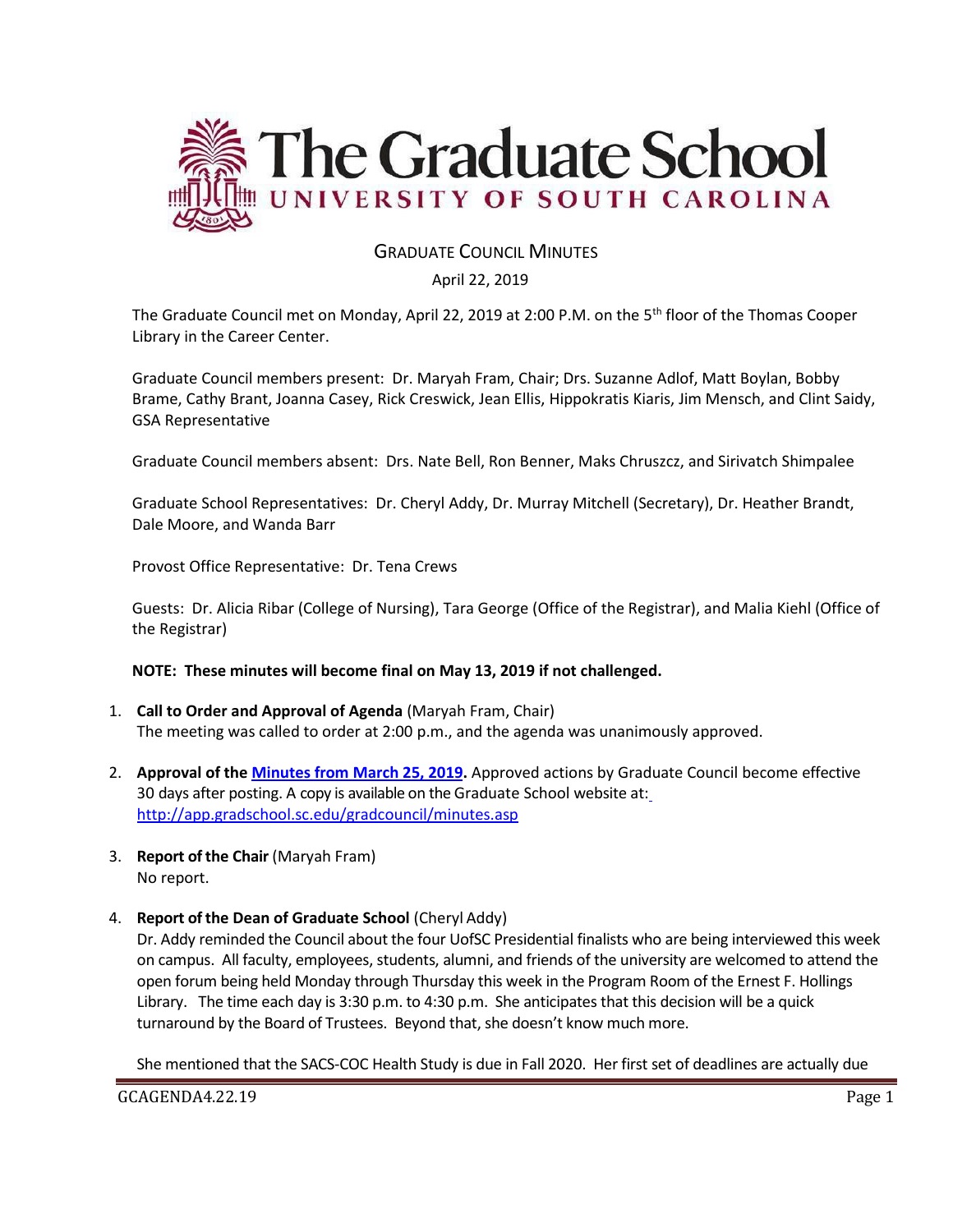# The Graduate School

**UNIVERSITY OF SOUTH CAROLINA**

## GRADUATE COUNCIL MINUTES

April 22, 2019

The Graduate Council met on Monday, April 22, 2019 at 2:00 P.M. on the 5th floor of the Thomas Cooper Library in the Career Center.

Graduate Council members present: Dr. Maryah Fram, Chair; Drs. Suzanne Adlof, Matt Boylan, Bobby Brame, Cathy Brant, Joanna Casey, Rick Creswick, Jean Ellis, Hippokratis Kiaris, Jim Mensch, and Clint Saidy, GSA Representative

Graduate Council members absent: Drs. Nate Bell, Ron Benner, Maks Chruszcz, and Sirivatch Shimpalee

Graduate School Representatives: Dr. Cheryl Addy, Dr. Murray Mitchell (Secretary), Dr. Heather Brandt, Dale Moore, and Wanda Barr

Provost Office Representative: Dr. Tena Crews

Guests: Dr. Alicia Ribar (College of Nursing), Tara George (Office of the Registrar), and Malia Kiehl (Office of the Registrar)

**NOTE: These minutes will become final on May 13, 2019 if not challenged.**

1. **Call to Order and Approval of Agenda** (Maryah Fram, Chair)
   The meeting was called to order at 2:00 p.m., and the agenda was unanimously approved.

2. **Approval of the [Minutes from March 25, 2019](http://app.gradschool.sc.edu/gradcouncil/minutes.asp).** Approved actions by Graduate Council become effective 30 days after posting. A copy is available on the Graduate School website at: http://app.gradschool.sc.edu/gradcouncil/minutes.asp

3. **Report of the Chair** (Maryah Fram)
   No report.

4. **Report of the Dean of Graduate School** (Cheryl Addy)
   Dr. Addy reminded the Council about the four UofSC Presidential finalists who are being interviewed this week on campus. All faculty, employees, students, alumni, and friends of the university are welcomed to attend the open forum being held Monday through Thursday this week in the Program Room of the Ernest F. Hollings Library. The time each day is 3:30 p.m. to 4:30 p.m. She anticipates that this decision will be a quick turnaround by the Board of Trustees. Beyond that, she doesn't know much more.

   She mentioned that the SACS-COC Health Study is due in Fall 2020. Her first set of deadlines are actually due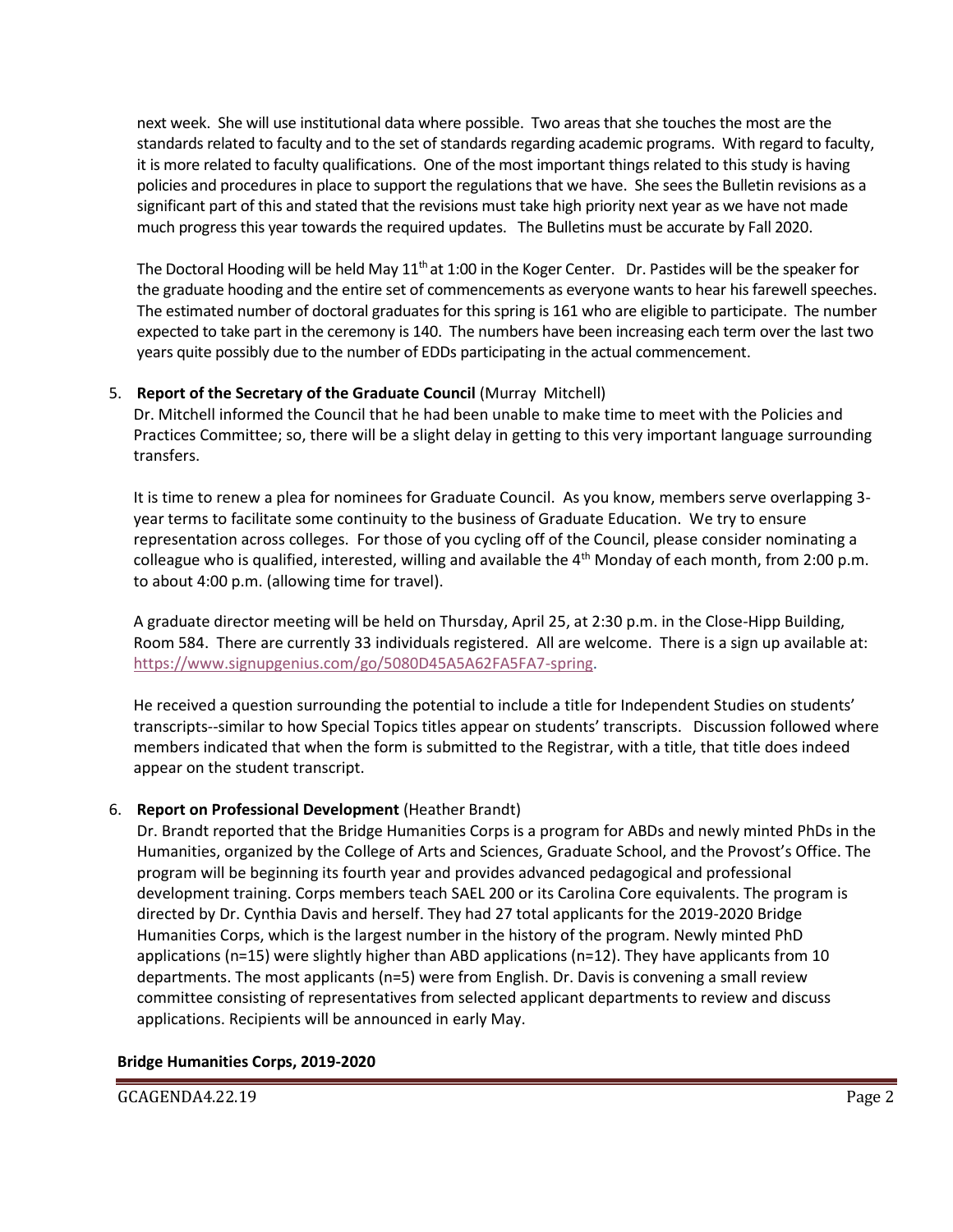next week. She will use institutional data where possible. Two areas that she touches the most are the standards related to faculty and to the set of standards regarding academic programs. With regard to faculty, it is more related to faculty qualifications. One of the most important things related to this study is having policies and procedures in place to support the regulations that we have. She sees the Bulletin revisions as a significant part of this and stated that the revisions must take high priority next year as we have not made much progress this year towards the required updates. The Bulletins must be accurate by Fall 2020.

The Doctoral Hooding will be held May 11th at 1:00 in the Koger Center. Dr. Pastides will be the speaker for the graduate hooding and the entire set of commencements as everyone wants to hear his farewell speeches. The estimated number of doctoral graduates for this spring is 161 who are eligible to participate. The number expected to take part in the ceremony is 140. The numbers have been increasing each term over the last two years quite possibly due to the number of EDDs participating in the actual commencement.

5. **Report of the Secretary of the Graduate Council** (Murray Mitchell)

   Dr. Mitchell informed the Council that he had been unable to make time to meet with the Policies and Practices Committee; so, there will be a slight delay in getting to this very important language surrounding transfers.

   It is time to renew a plea for nominees for Graduate Council. As you know, members serve overlapping 3-year terms to facilitate some continuity to the business of Graduate Education. We try to ensure representation across colleges. For those of you cycling off of the Council, please consider nominating a colleague who is qualified, interested, willing and available the 4th Monday of each month, from 2:00 p.m. to about 4:00 p.m. (allowing time for travel).

   A graduate director meeting will be held on Thursday, April 25, at 2:30 p.m. in the Close-Hipp Building, Room 584. There are currently 33 individuals registered. All are welcome. There is a sign up available at: https://www.signupgenius.com/go/5080D45A5A62FA5FA7-spring.

   He received a question surrounding the potential to include a title for Independent Studies on students' transcripts--similar to how Special Topics titles appear on students' transcripts. Discussion followed where members indicated that when the form is submitted to the Registrar, with a title, that title does indeed appear on the student transcript.

6. **Report on Professional Development** (Heather Brandt)

   Dr. Brandt reported that the Bridge Humanities Corps is a program for ABDs and newly minted PhDs in the Humanities, organized by the College of Arts and Sciences, Graduate School, and the Provost's Office. The program will be beginning its fourth year and provides advanced pedagogical and professional development training. Corps members teach SAEL 200 or its Carolina Core equivalents. The program is directed by Dr. Cynthia Davis and herself. They had 27 total applicants for the 2019-2020 Bridge Humanities Corps, which is the largest number in the history of the program. Newly minted PhD applications (n=15) were slightly higher than ABD applications (n=12). They have applicants from 10 departments. The most applicants (n=5) were from English. Dr. Davis is convening a small review committee consisting of representatives from selected applicant departments to review and discuss applications. Recipients will be announced in early May.

**Bridge Humanities Corps, 2019-2020**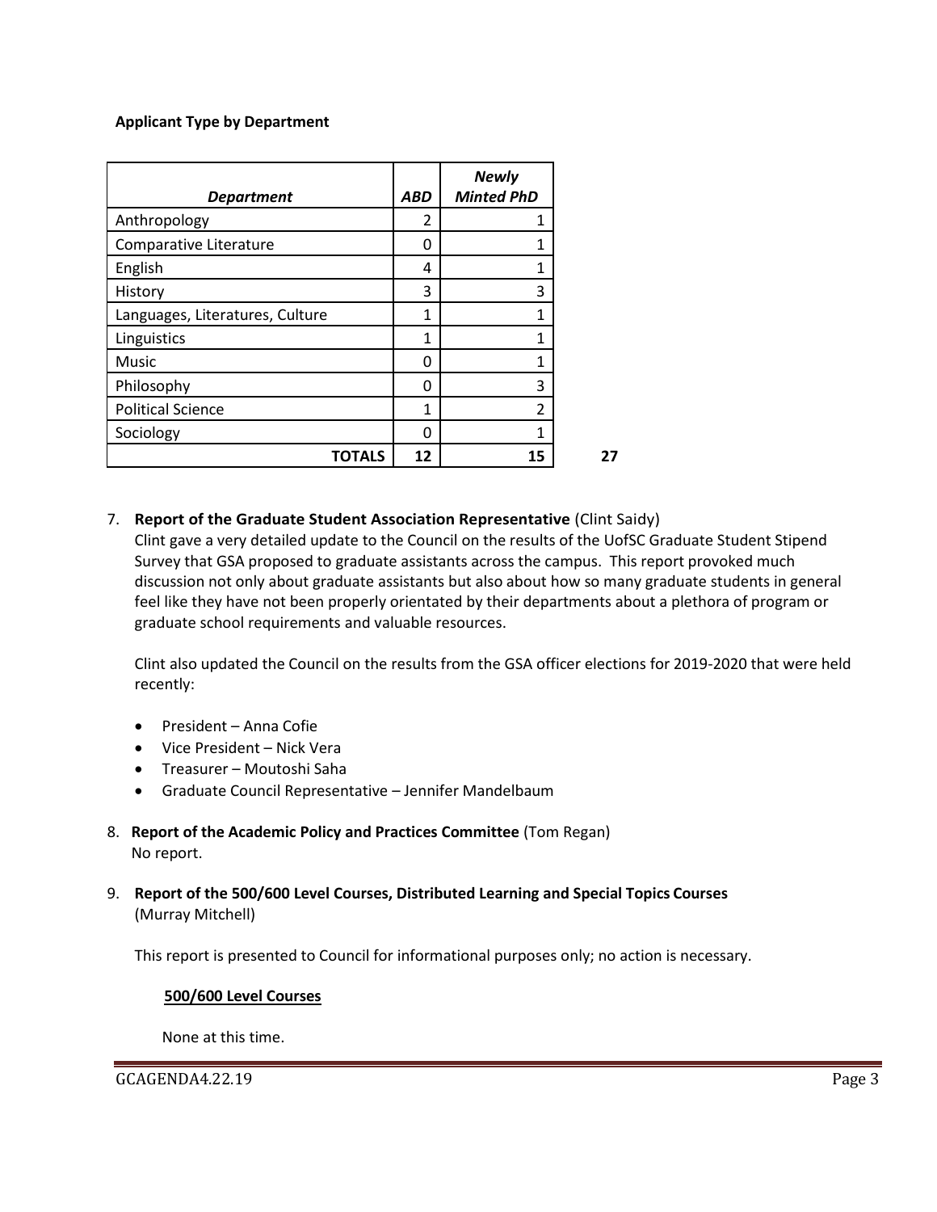**Applicant Type by Department**

| ***Department*** | ***ABD*** | ***Newly Minted PhD*** | |
|---|---|---|---|
| Anthropology | 2 | 1 | |
| Comparative Literature | 0 | 1 | |
| English | 4 | 1 | |
| History | 3 | 3 | |
| Languages, Literatures, Culture | 1 | 1 | |
| Linguistics | 1 | 1 | |
| Music | 0 | 1 | |
| Philosophy | 0 | 3 | |
| Political Science | 1 | 2 | |
| Sociology | 0 | 1 | |
| **TOTALS** | **12** | **15** | **27** |

7. **Report of the Graduate Student Association Representative** (Clint Saidy)
   Clint gave a very detailed update to the Council on the results of the UofSC Graduate Student Stipend Survey that GSA proposed to graduate assistants across the campus. This report provoked much discussion not only about graduate assistants but also about how so many graduate students in general feel like they have not been properly orientated by their departments about a plethora of program or graduate school requirements and valuable resources.

   Clint also updated the Council on the results from the GSA officer elections for 2019-2020 that were held recently:

   - President – Anna Cofie
   - Vice President – Nick Vera
   - Treasurer – Moutoshi Saha
   - Graduate Council Representative – Jennifer Mandelbaum

8. **Report of the Academic Policy and Practices Committee** (Tom Regan)
   No report.

9. **Report of the 500/600 Level Courses, Distributed Learning and Special Topics Courses** (Murray Mitchell)

   This report is presented to Council for informational purposes only; no action is necessary.

   **500/600 Level Courses**

   None at this time.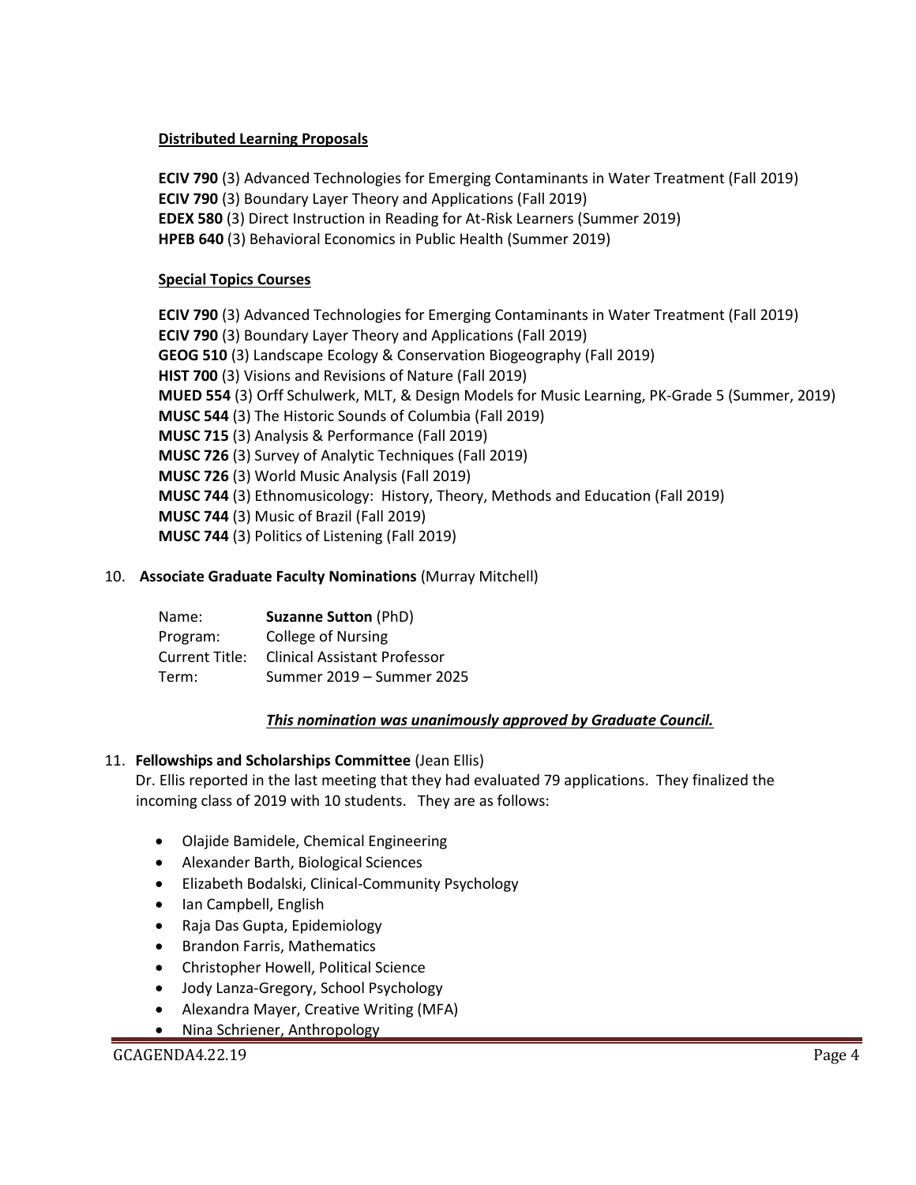**Distributed Learning Proposals**

**ECIV 790** (3) Advanced Technologies for Emerging Contaminants in Water Treatment (Fall 2019)
**ECIV 790** (3) Boundary Layer Theory and Applications (Fall 2019)
**EDEX 580** (3) Direct Instruction in Reading for At-Risk Learners (Summer 2019)
**HPEB 640** (3) Behavioral Economics in Public Health (Summer 2019)

**Special Topics Courses**

**ECIV 790** (3) Advanced Technologies for Emerging Contaminants in Water Treatment (Fall 2019)
**ECIV 790** (3) Boundary Layer Theory and Applications (Fall 2019)
**GEOG 510** (3) Landscape Ecology & Conservation Biogeography (Fall 2019)
**HIST 700** (3) Visions and Revisions of Nature (Fall 2019)
**MUED 554** (3) Orff Schulwerk, MLT, & Design Models for Music Learning, PK-Grade 5 (Summer, 2019)
**MUSC 544** (3) The Historic Sounds of Columbia (Fall 2019)
**MUSC 715** (3) Analysis & Performance (Fall 2019)
**MUSC 726** (3) Survey of Analytic Techniques (Fall 2019)
**MUSC 726** (3) World Music Analysis (Fall 2019)
**MUSC 744** (3) Ethnomusicology: History, Theory, Methods and Education (Fall 2019)
**MUSC 744** (3) Music of Brazil (Fall 2019)
**MUSC 744** (3) Politics of Listening (Fall 2019)

10. **Associate Graduate Faculty Nominations** (Murray Mitchell)

| | |
|---|---|
| Name: | **Suzanne Sutton** (PhD) |
| Program: | College of Nursing |
| Current Title: | Clinical Assistant Professor |
| Term: | Summer 2019 – Summer 2025 |

***This nomination was unanimously approved by Graduate Council.***

11. **Fellowships and Scholarships Committee** (Jean Ellis)
Dr. Ellis reported in the last meeting that they had evaluated 79 applications. They finalized the incoming class of 2019 with 10 students. They are as follows:

- Olajide Bamidele, Chemical Engineering
- Alexander Barth, Biological Sciences
- Elizabeth Bodalski, Clinical-Community Psychology
- Ian Campbell, English
- Raja Das Gupta, Epidemiology
- Brandon Farris, Mathematics
- Christopher Howell, Political Science
- Jody Lanza-Gregory, School Psychology
- Alexandra Mayer, Creative Writing (MFA)
- Nina Schriener, Anthropology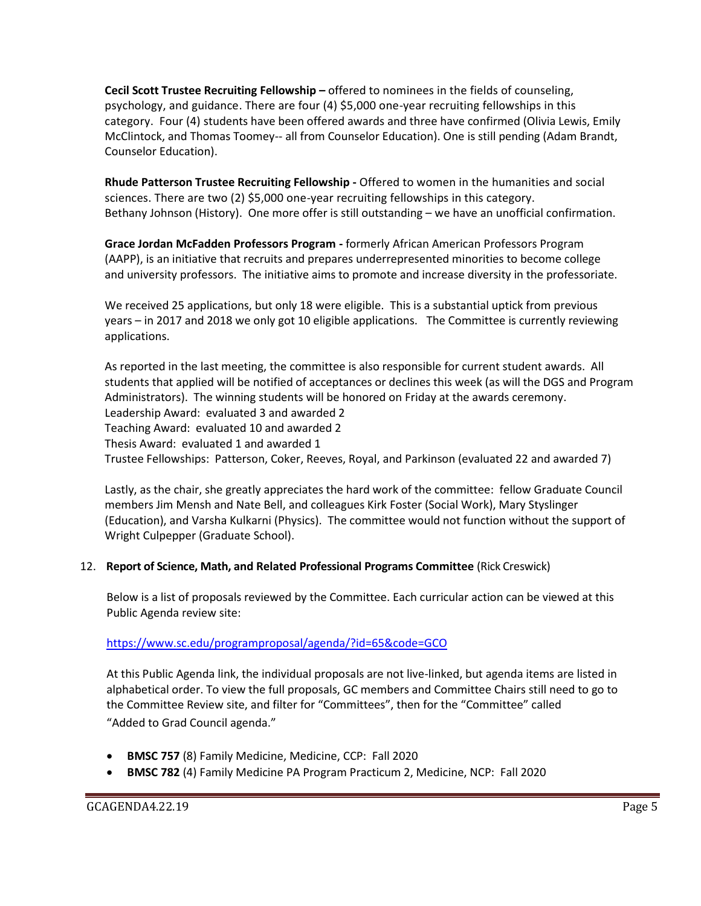**Cecil Scott Trustee Recruiting Fellowship –** offered to nominees in the fields of counseling, psychology, and guidance. There are four (4) $5,000 one-year recruiting fellowships in this category. Four (4) students have been offered awards and three have confirmed (Olivia Lewis, Emily McClintock, and Thomas Toomey-- all from Counselor Education). One is still pending (Adam Brandt, Counselor Education).

**Rhude Patterson Trustee Recruiting Fellowship -** Offered to women in the humanities and social sciences. There are two (2) $5,000 one-year recruiting fellowships in this category. Bethany Johnson (History). One more offer is still outstanding – we have an unofficial confirmation.

**Grace Jordan McFadden Professors Program -** formerly African American Professors Program (AAPP), is an initiative that recruits and prepares underrepresented minorities to become college and university professors. The initiative aims to promote and increase diversity in the professoriate.

We received 25 applications, but only 18 were eligible. This is a substantial uptick from previous years – in 2017 and 2018 we only got 10 eligible applications. The Committee is currently reviewing applications.

As reported in the last meeting, the committee is also responsible for current student awards. All students that applied will be notified of acceptances or declines this week (as will the DGS and Program Administrators). The winning students will be honored on Friday at the awards ceremony.
Leadership Award: evaluated 3 and awarded 2
Teaching Award: evaluated 10 and awarded 2
Thesis Award: evaluated 1 and awarded 1
Trustee Fellowships: Patterson, Coker, Reeves, Royal, and Parkinson (evaluated 22 and awarded 7)

Lastly, as the chair, she greatly appreciates the hard work of the committee: fellow Graduate Council members Jim Mensh and Nate Bell, and colleagues Kirk Foster (Social Work), Mary Styslinger (Education), and Varsha Kulkarni (Physics). The committee would not function without the support of Wright Culpepper (Graduate School).

12. **Report of Science, Math, and Related Professional Programs Committee** (Rick Creswick)

Below is a list of proposals reviewed by the Committee. Each curricular action can be viewed at this Public Agenda review site:

https://www.sc.edu/programproposal/agenda/?id=65&code=GCO

At this Public Agenda link, the individual proposals are not live-linked, but agenda items are listed in alphabetical order. To view the full proposals, GC members and Committee Chairs still need to go to the Committee Review site, and filter for "Committees", then for the "Committee" called "Added to Grad Council agenda."

- **BMSC 757** (8) Family Medicine, Medicine, CCP: Fall 2020
- **BMSC 782** (4) Family Medicine PA Program Practicum 2, Medicine, NCP: Fall 2020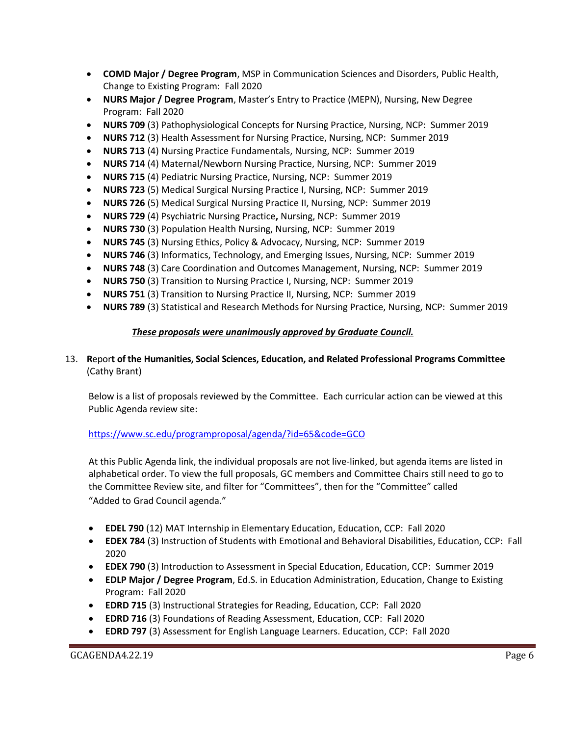- **COMD Major / Degree Program**, MSP in Communication Sciences and Disorders, Public Health, Change to Existing Program: Fall 2020
- **NURS Major / Degree Program**, Master's Entry to Practice (MEPN), Nursing, New Degree Program: Fall 2020
- **NURS 709** (3) Pathophysiological Concepts for Nursing Practice, Nursing, NCP: Summer 2019
- **NURS 712** (3) Health Assessment for Nursing Practice, Nursing, NCP: Summer 2019
- **NURS 713** (4) Nursing Practice Fundamentals, Nursing, NCP: Summer 2019
- **NURS 714** (4) Maternal/Newborn Nursing Practice, Nursing, NCP: Summer 2019
- **NURS 715** (4) Pediatric Nursing Practice, Nursing, NCP: Summer 2019
- **NURS 723** (5) Medical Surgical Nursing Practice I, Nursing, NCP: Summer 2019
- **NURS 726** (5) Medical Surgical Nursing Practice II, Nursing, NCP: Summer 2019
- **NURS 729** (4) Psychiatric Nursing Practice**,** Nursing, NCP: Summer 2019
- **NURS 730** (3) Population Health Nursing, Nursing, NCP: Summer 2019
- **NURS 745** (3) Nursing Ethics, Policy & Advocacy, Nursing, NCP: Summer 2019
- **NURS 746** (3) Informatics, Technology, and Emerging Issues, Nursing, NCP: Summer 2019
- **NURS 748** (3) Care Coordination and Outcomes Management, Nursing, NCP: Summer 2019
- **NURS 750** (3) Transition to Nursing Practice I, Nursing, NCP: Summer 2019
- **NURS 751** (3) Transition to Nursing Practice II, Nursing, NCP: Summer 2019
- **NURS 789** (3) Statistical and Research Methods for Nursing Practice, Nursing, NCP: Summer 2019

***These proposals were unanimously approved by Graduate Council.***

13. **R**epor**t of the Humanities, Social Sciences, Education, and Related Professional Programs Committee** (Cathy Brant)

Below is a list of proposals reviewed by the Committee. Each curricular action can be viewed at this Public Agenda review site:

https://www.sc.edu/programproposal/agenda/?id=65&code=GCO

At this Public Agenda link, the individual proposals are not live-linked, but agenda items are listed in alphabetical order. To view the full proposals, GC members and Committee Chairs still need to go to the Committee Review site, and filter for "Committees", then for the "Committee" called "Added to Grad Council agenda."

- **EDEL 790** (12) MAT Internship in Elementary Education, Education, CCP: Fall 2020
- **EDEX 784** (3) Instruction of Students with Emotional and Behavioral Disabilities, Education, CCP: Fall 2020
- **EDEX 790** (3) Introduction to Assessment in Special Education, Education, CCP: Summer 2019
- **EDLP Major / Degree Program**, Ed.S. in Education Administration, Education, Change to Existing Program: Fall 2020
- **EDRD 715** (3) Instructional Strategies for Reading, Education, CCP: Fall 2020
- **EDRD 716** (3) Foundations of Reading Assessment, Education, CCP: Fall 2020
- **EDRD 797** (3) Assessment for English Language Learners. Education, CCP: Fall 2020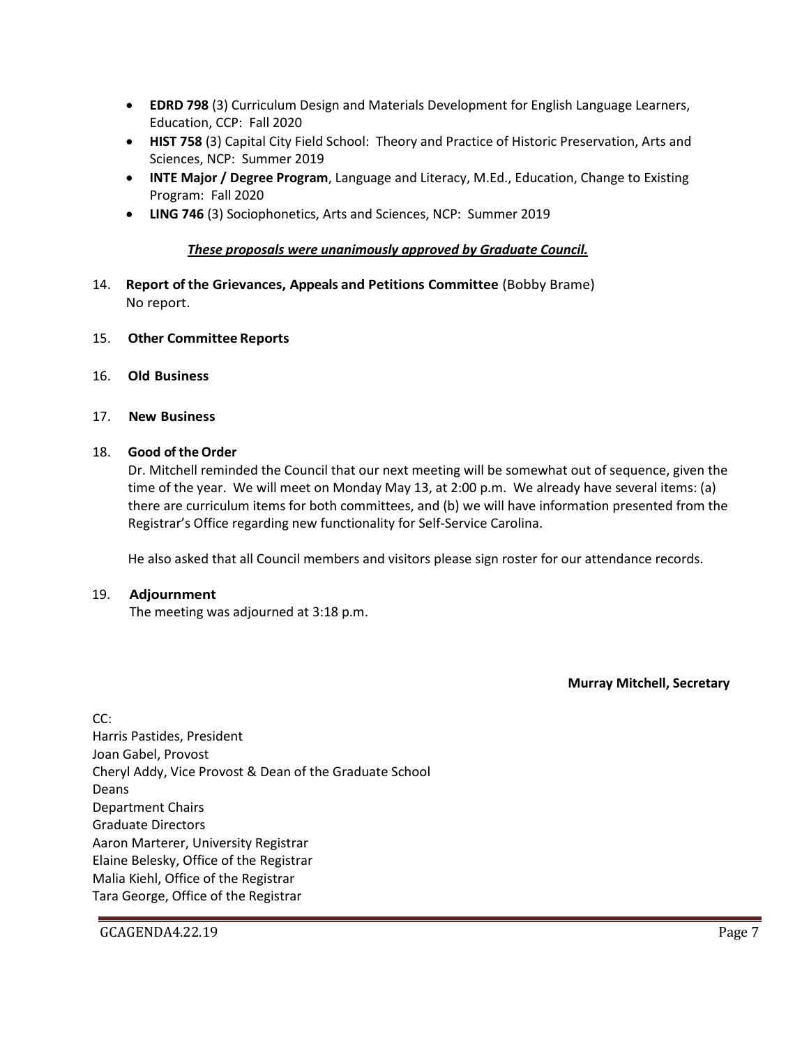- **EDRD 798** (3) Curriculum Design and Materials Development for English Language Learners, Education, CCP: Fall 2020
- **HIST 758** (3) Capital City Field School: Theory and Practice of Historic Preservation, Arts and Sciences, NCP: Summer 2019
- **INTE Major / Degree Program**, Language and Literacy, M.Ed., Education, Change to Existing Program: Fall 2020
- **LING 746** (3) Sociophonetics, Arts and Sciences, NCP: Summer 2019

***These proposals were unanimously approved by Graduate Council.***

14. **Report of the Grievances, Appeals and Petitions Committee** (Bobby Brame)
    No report.

15. **Other Committee Reports**

16. **Old Business**

17. **New Business**

18. **Good of the Order**
    Dr. Mitchell reminded the Council that our next meeting will be somewhat out of sequence, given the time of the year. We will meet on Monday May 13, at 2:00 p.m. We already have several items: (a) there are curriculum items for both committees, and (b) we will have information presented from the Registrar's Office regarding new functionality for Self-Service Carolina.

    He also asked that all Council members and visitors please sign roster for our attendance records.

19. **Adjournment**
    The meeting was adjourned at 3:18 p.m.

**Murray Mitchell, Secretary**

CC:
Harris Pastides, President
Joan Gabel, Provost
Cheryl Addy, Vice Provost & Dean of the Graduate School
Deans
Department Chairs
Graduate Directors
Aaron Marterer, University Registrar
Elaine Belesky, Office of the Registrar
Malia Kiehl, Office of the Registrar
Tara George, Office of the Registrar